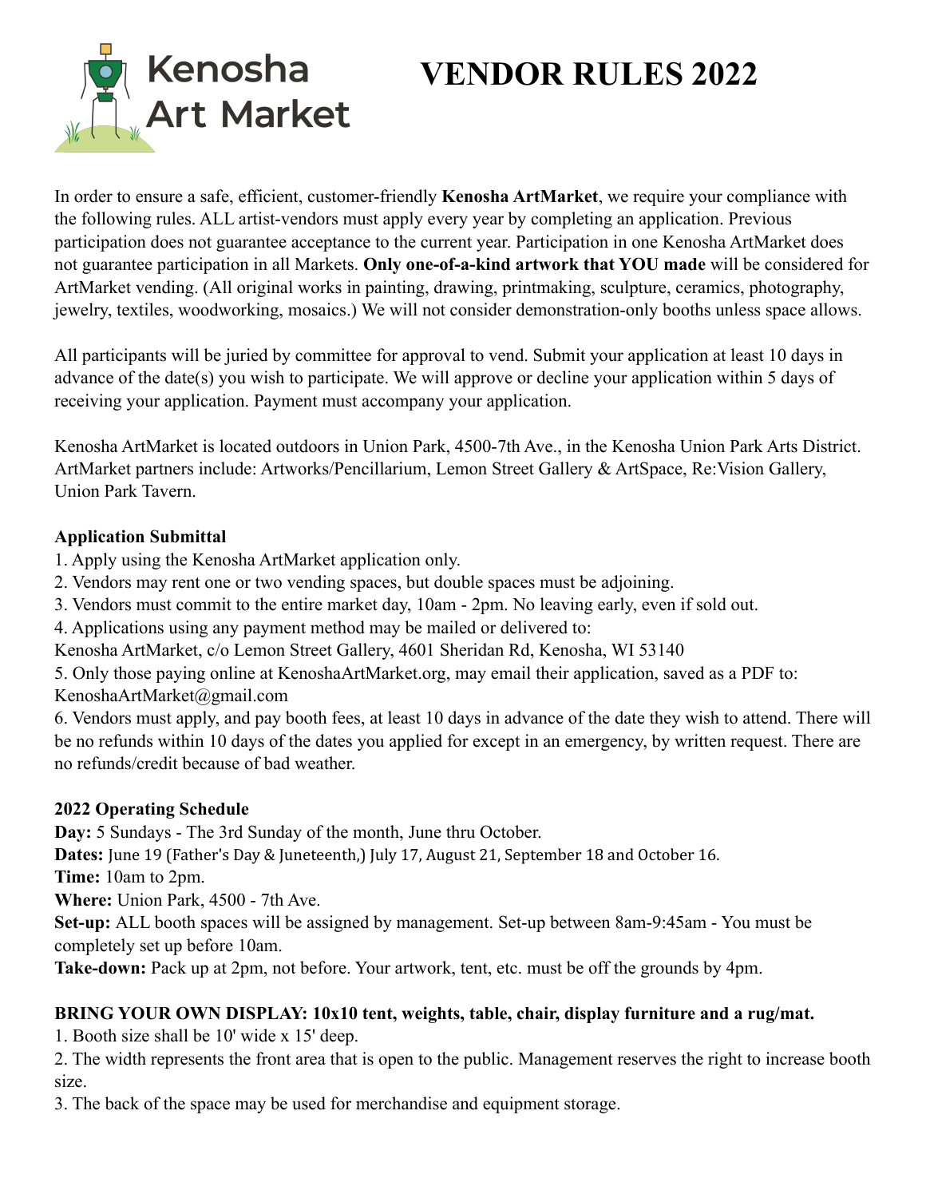Kenosha Art Market

# VENDOR RULES 2022

In order to ensure a safe, efficient, customer-friendly **Kenosha ArtMarket**, we require your compliance with the following rules. ALL artist-vendors must apply every year by completing an application. Previous participation does not guarantee acceptance to the current year. Participation in one Kenosha ArtMarket does not guarantee participation in all Markets. **Only one-of-a-kind artwork that YOU made** will be considered for ArtMarket vending. (All original works in painting, drawing, printmaking, sculpture, ceramics, photography, jewelry, textiles, woodworking, mosaics.) We will not consider demonstration-only booths unless space allows.

All participants will be juried by committee for approval to vend. Submit your application at least 10 days in advance of the date(s) you wish to participate. We will approve or decline your application within 5 days of receiving your application. Payment must accompany your application.

Kenosha ArtMarket is located outdoors in Union Park, 4500-7th Ave., in the Kenosha Union Park Arts District. ArtMarket partners include: Artworks/Pencillarium, Lemon Street Gallery & ArtSpace, Re:Vision Gallery, Union Park Tavern.

### Application Submittal

1. Apply using the Kenosha ArtMarket application only.
2. Vendors may rent one or two vending spaces, but double spaces must be adjoining.
3. Vendors must commit to the entire market day, 10am - 2pm. No leaving early, even if sold out.
4. Applications using any payment method may be mailed or delivered to:
Kenosha ArtMarket, c/o Lemon Street Gallery, 4601 Sheridan Rd, Kenosha, WI 53140
5. Only those paying online at KenoshaArtMarket.org, may email their application, saved as a PDF to: KenoshaArtMarket@gmail.com
6. Vendors must apply, and pay booth fees, at least 10 days in advance of the date they wish to attend. There will be no refunds within 10 days of the dates you applied for except in an emergency, by written request. There are no refunds/credit because of bad weather.

### 2022 Operating Schedule

**Day:** 5 Sundays - The 3rd Sunday of the month, June thru October.
**Dates:** June 19 (Father's Day & Juneteenth,) July 17, August 21, September 18 and October 16.
**Time:** 10am to 2pm.
**Where:** Union Park, 4500 - 7th Ave.
**Set-up:** ALL booth spaces will be assigned by management. Set-up between 8am-9:45am - You must be completely set up before 10am.
**Take-down:** Pack up at 2pm, not before. Your artwork, tent, etc. must be off the grounds by 4pm.

### BRING YOUR OWN DISPLAY: 10x10 tent, weights, table, chair, display furniture and a rug/mat.

1. Booth size shall be 10' wide x 15' deep.
2. The width represents the front area that is open to the public. Management reserves the right to increase booth size.
3. The back of the space may be used for merchandise and equipment storage.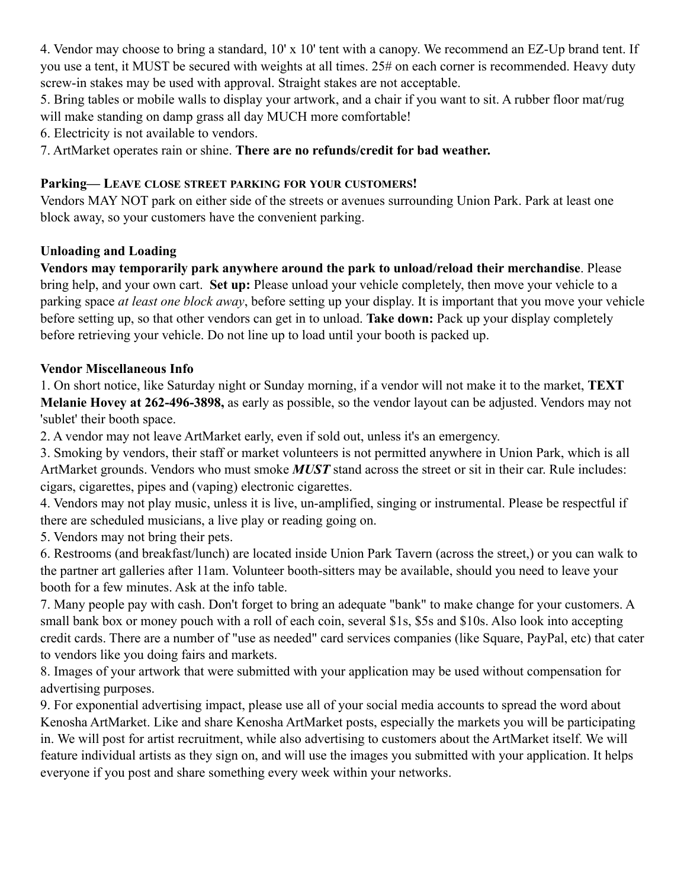4. Vendor may choose to bring a standard, 10' x 10' tent with a canopy. We recommend an EZ-Up brand tent. If you use a tent, it MUST be secured with weights at all times. 25# on each corner is recommended. Heavy duty screw-in stakes may be used with approval. Straight stakes are not acceptable.

5. Bring tables or mobile walls to display your artwork, and a chair if you want to sit. A rubber floor mat/rug will make standing on damp grass all day MUCH more comfortable!

6. Electricity is not available to vendors.

7. ArtMarket operates rain or shine. **There are no refunds/credit for bad weather.**

**Parking— Leave close street parking for your customers!**

Vendors MAY NOT park on either side of the streets or avenues surrounding Union Park. Park at least one block away, so your customers have the convenient parking.

**Unloading and Loading**

**Vendors may temporarily park anywhere around the park to unload/reload their merchandise**. Please bring help, and your own cart. **Set up:** Please unload your vehicle completely, then move your vehicle to a parking space *at least one block away*, before setting up your display. It is important that you move your vehicle before setting up, so that other vendors can get in to unload. **Take down:** Pack up your display completely before retrieving your vehicle. Do not line up to load until your booth is packed up.

**Vendor Miscellaneous Info**

1. On short notice, like Saturday night or Sunday morning, if a vendor will not make it to the market, **TEXT Melanie Hovey at 262-496-3898,** as early as possible, so the vendor layout can be adjusted. Vendors may not 'sublet' their booth space.

2. A vendor may not leave ArtMarket early, even if sold out, unless it's an emergency.

3. Smoking by vendors, their staff or market volunteers is not permitted anywhere in Union Park, which is all ArtMarket grounds. Vendors who must smoke ***MUST*** stand across the street or sit in their car. Rule includes: cigars, cigarettes, pipes and (vaping) electronic cigarettes.

4. Vendors may not play music, unless it is live, un-amplified, singing or instrumental. Please be respectful if there are scheduled musicians, a live play or reading going on.

5. Vendors may not bring their pets.

6. Restrooms (and breakfast/lunch) are located inside Union Park Tavern (across the street,) or you can walk to the partner art galleries after 11am. Volunteer booth-sitters may be available, should you need to leave your booth for a few minutes. Ask at the info table.

7. Many people pay with cash. Don't forget to bring an adequate "bank" to make change for your customers. A small bank box or money pouch with a roll of each coin, several $1s, $5s and $10s. Also look into accepting credit cards. There are a number of "use as needed" card services companies (like Square, PayPal, etc) that cater to vendors like you doing fairs and markets.

8. Images of your artwork that were submitted with your application may be used without compensation for advertising purposes.

9. For exponential advertising impact, please use all of your social media accounts to spread the word about Kenosha ArtMarket. Like and share Kenosha ArtMarket posts, especially the markets you will be participating in. We will post for artist recruitment, while also advertising to customers about the ArtMarket itself. We will feature individual artists as they sign on, and will use the images you submitted with your application. It helps everyone if you post and share something every week within your networks.